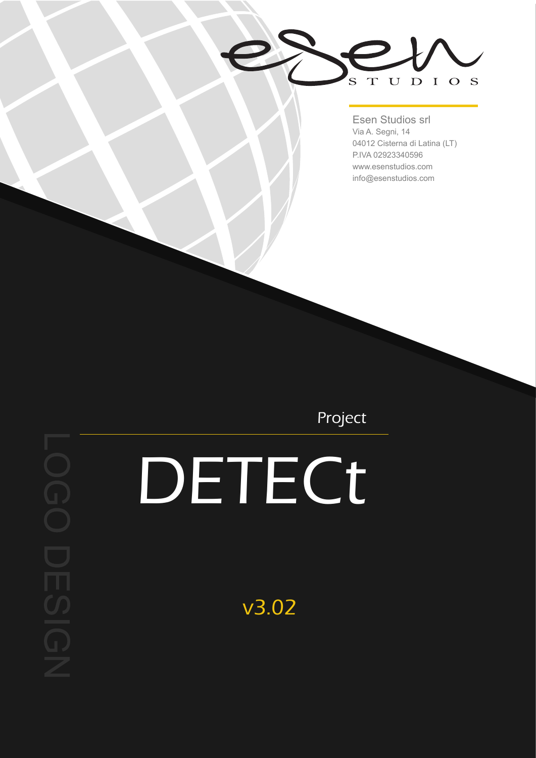esen STUDIOS

Esen Studios srl
Via A. Segni, 14
04012 Cisterna di Latina (LT)
P.IVA 02923340596
www.esenstudios.com
info@esenstudios.com

LOGO DESIGN

Project

# DETECt

v3.02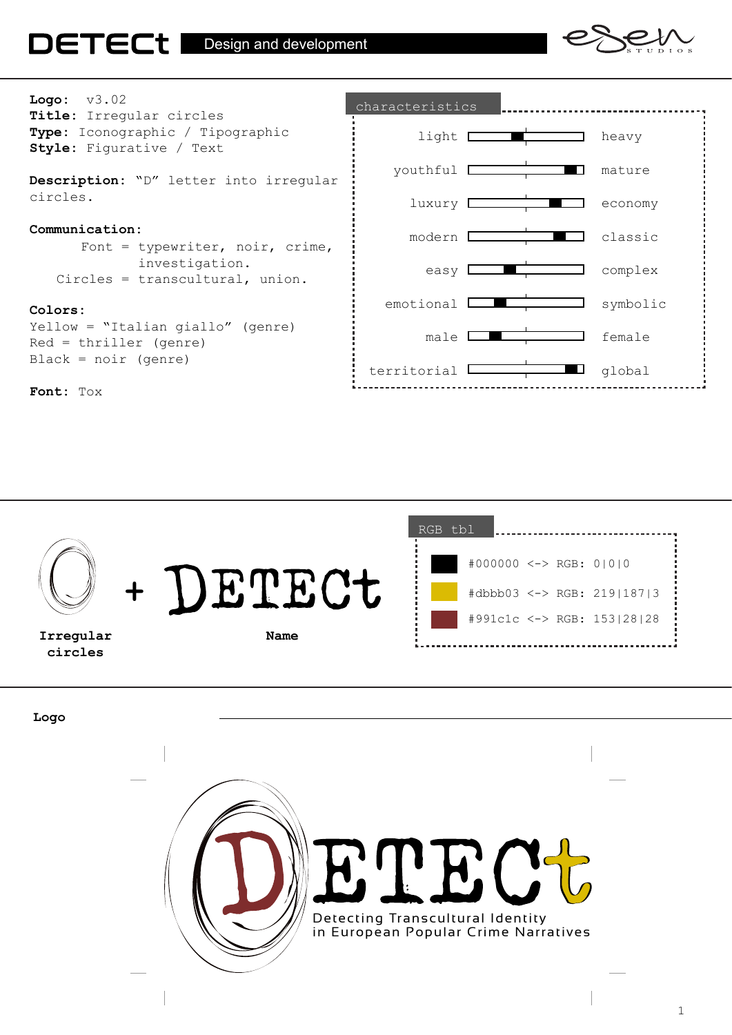# DETECt Design and development

**Logo:** v3.02
**Title:** Irregular circles
**Type:** Iconographic / Tipographic
**Style:** Figurative / Text

**Description:** "D" letter into irregular circles.

**Communication:**
Font = typewriter, noir, crime, investigation.
Circles = transcultural, union.

**Colors:**
Yellow = "Italian giallo" (genre)
Red = thriller (genre)
Black = noir (genre)

**Font:** Tox

## characteristics

| | |
|---|---|
| light | heavy |
| youthful | mature |
| luxury | economy |
| modern | classic |
| easy | complex |
| emotional | symbolic |
| male | female |
| territorial | global |

Irregular circles + DETECt Name

## RGB tbl

| Color | Hex | RGB |
|---|---|---|
| Black | #000000 | 0\|0\|0 |
| Yellow | #dbbb03 | 219\|187\|3 |
| Red | #991c1c | 153\|28\|28 |

**Logo**

DETECt
Detecting Transcultural Identity
in European Popular Crime Narratives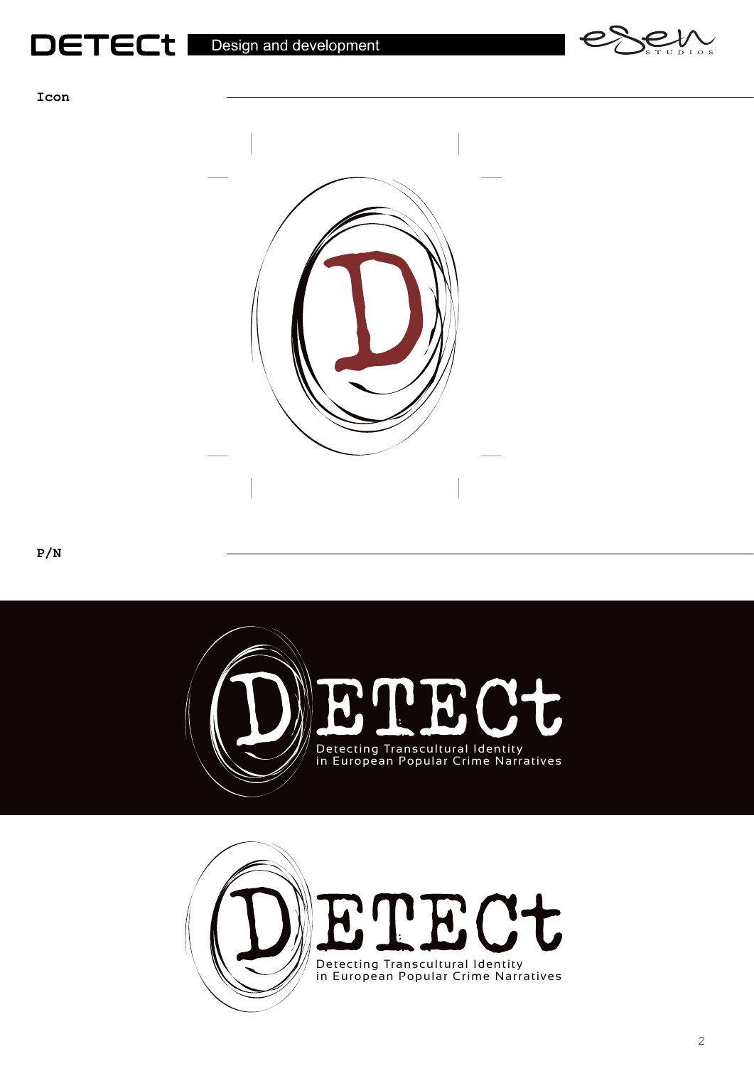## Icon

## P/N

DETECt

Detecting Transcultural Identity in European Popular Crime Narratives

DETECt

Detecting Transcultural Identity in European Popular Crime Narratives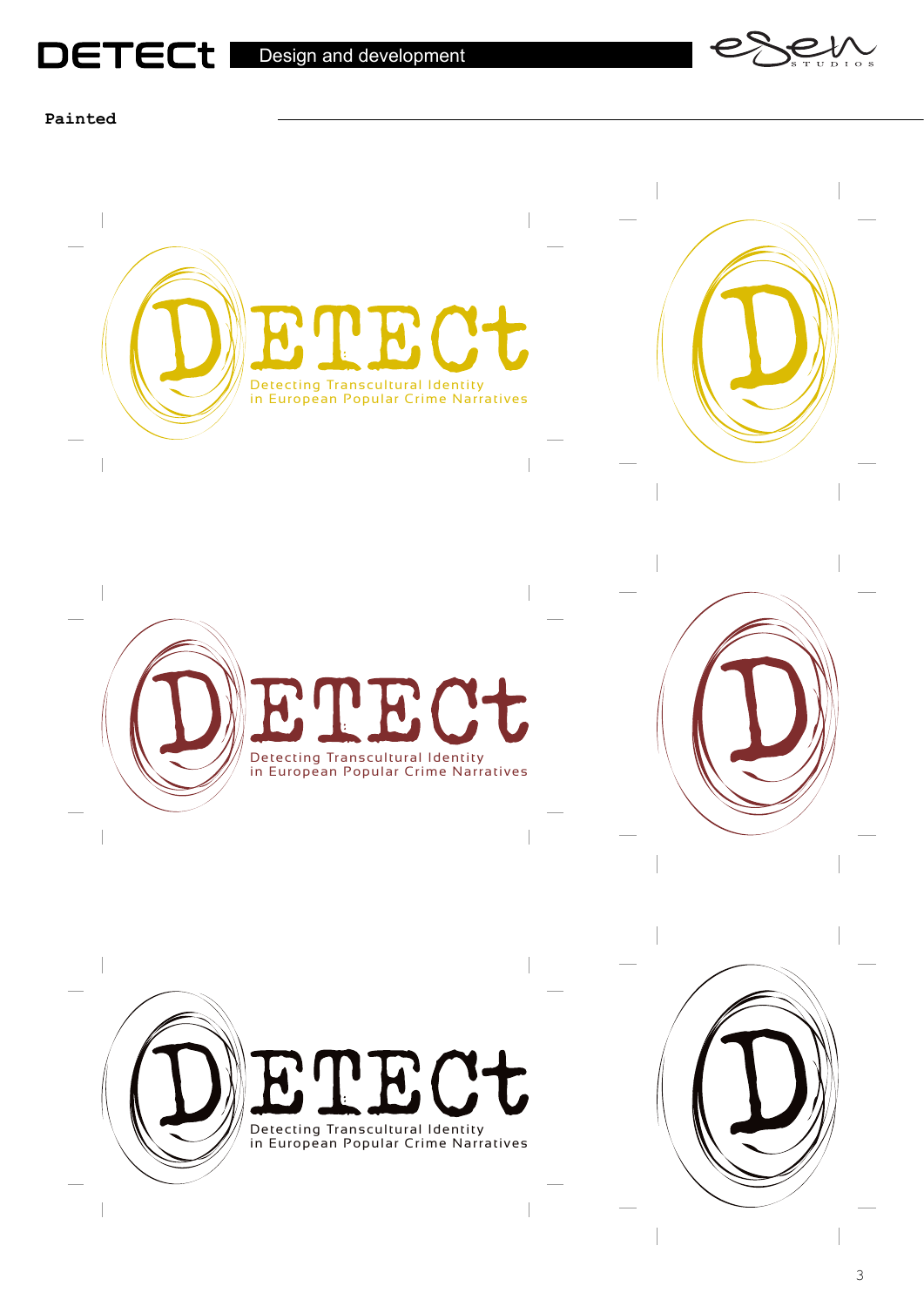**Painted**

DETECt

Detecting Transcultural Identity
in European Popular Crime Narratives

DETECt

Detecting Transcultural Identity
in European Popular Crime Narratives

DETECt

Detecting Transcultural Identity
in European Popular Crime Narratives